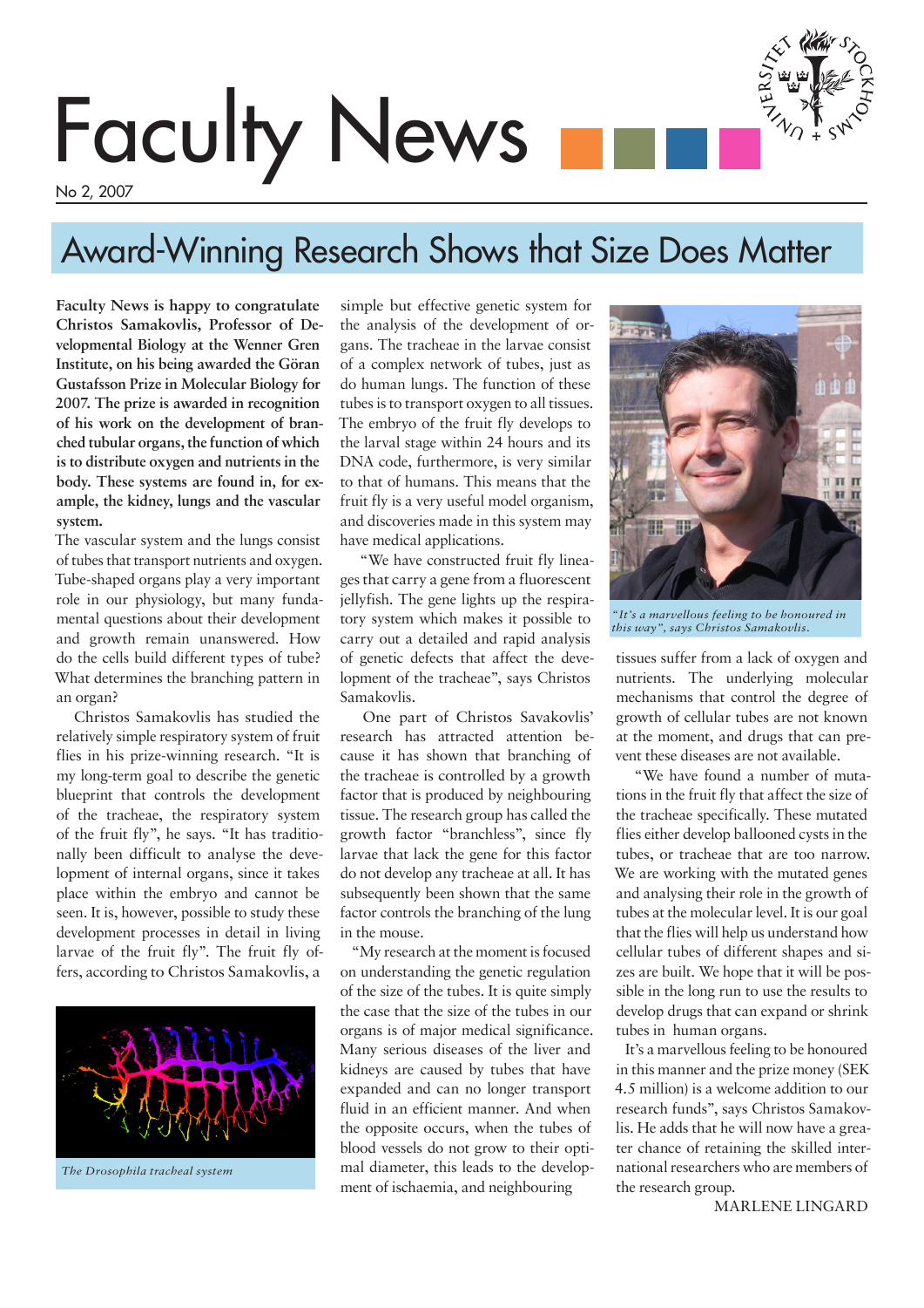# Faculty News

No 2, 2007

## Award-Winning Research Shows that Size Does Matter

**Faculty News is happy to congratulate Christos Samakovlis, Professor of Developmental Biology at the Wenner Gren Institute, on his being awarded the Göran Gustafsson Prize in Molecular Biology for 2007. The prize is awarded in recognition of his work on the development of branched tubular organs, the function of which is to distribute oxygen and nutrients in the body. These systems are found in, for example, the kidney, lungs and the vascular system.**

The vascular system and the lungs consist of tubes that transport nutrients and oxygen. Tube-shaped organs play a very important role in our physiology, but many fundamental questions about their development and growth remain unanswered. How do the cells build different types of tube? What determines the branching pattern in an organ?

Christos Samakovlis has studied the relatively simple respiratory system of fruit flies in his prize-winning research. "It is my long-term goal to describe the genetic blueprint that controls the development of the tracheae, the respiratory system of the fruit fly", he says. "It has traditionally been difficult to analyse the development of internal organs, since it takes place within the embryo and cannot be seen. It is, however, possible to study these development processes in detail in living larvae of the fruit fly". The fruit fly offers, according to Christos Samakovlis, a simple but effective genetic system for the analysis of the development of organs. The tracheae in the larvae consist of a complex network of tubes, just as do human lungs. The function of these tubes is to transport oxygen to all tissues. The embryo of the fruit fly develops to the larval stage within 24 hours and its DNA code, furthermore, is very similar to that of humans. This means that the fruit fly is a very useful model organism, and discoveries made in this system may have medical applications.

*The Drosophila tracheal system*

"We have constructed fruit fly lineages that carry a gene from a fluorescent jellyfish. The gene lights up the respiratory system which makes it possible to carry out a detailed and rapid analysis of genetic defects that affect the development of the tracheae", says Christos Samakovlis.

One part of Christos Savakovlis' research has attracted attention because it has shown that branching of the tracheae is controlled by a growth factor that is produced by neighbouring tissue. The research group has called the growth factor "branchless", since fly larvae that lack the gene for this factor do not develop any tracheae at all. It has subsequently been shown that the same factor controls the branching of the lung in the mouse.

"My research at the moment is focused on understanding the genetic regulation of the size of the tubes. It is quite simply the case that the size of the tubes in our organs is of major medical significance. Many serious diseases of the liver and kidneys are caused by tubes that have expanded and can no longer transport fluid in an efficient manner. And when the opposite occurs, when the tubes of blood vessels do not grow to their optimal diameter, this leads to the development of ischaemia, and neighbouring tissues suffer from a lack of oxygen and nutrients. The underlying molecular mechanisms that control the degree of growth of cellular tubes are not known at the moment, and drugs that can prevent these diseases are not available.

*"It's a marvellous feeling to be honoured in this way", says Christos Samakovlis.*

"We have found a number of mutations in the fruit fly that affect the size of the tracheae specifically. These mutated flies either develop ballooned cysts in the tubes, or tracheae that are too narrow. We are working with the mutated genes and analysing their role in the growth of tubes at the molecular level. It is our goal that the flies will help us understand how cellular tubes of different shapes and sizes are built. We hope that it will be possible in the long run to use the results to develop drugs that can expand or shrink tubes in human organs.

It's a marvellous feeling to be honoured in this manner and the prize money (SEK 4.5 million) is a welcome addition to our research funds", says Christos Samakovlis. He adds that he will now have a greater chance of retaining the skilled international researchers who are members of the research group.

MARLENE LINGARD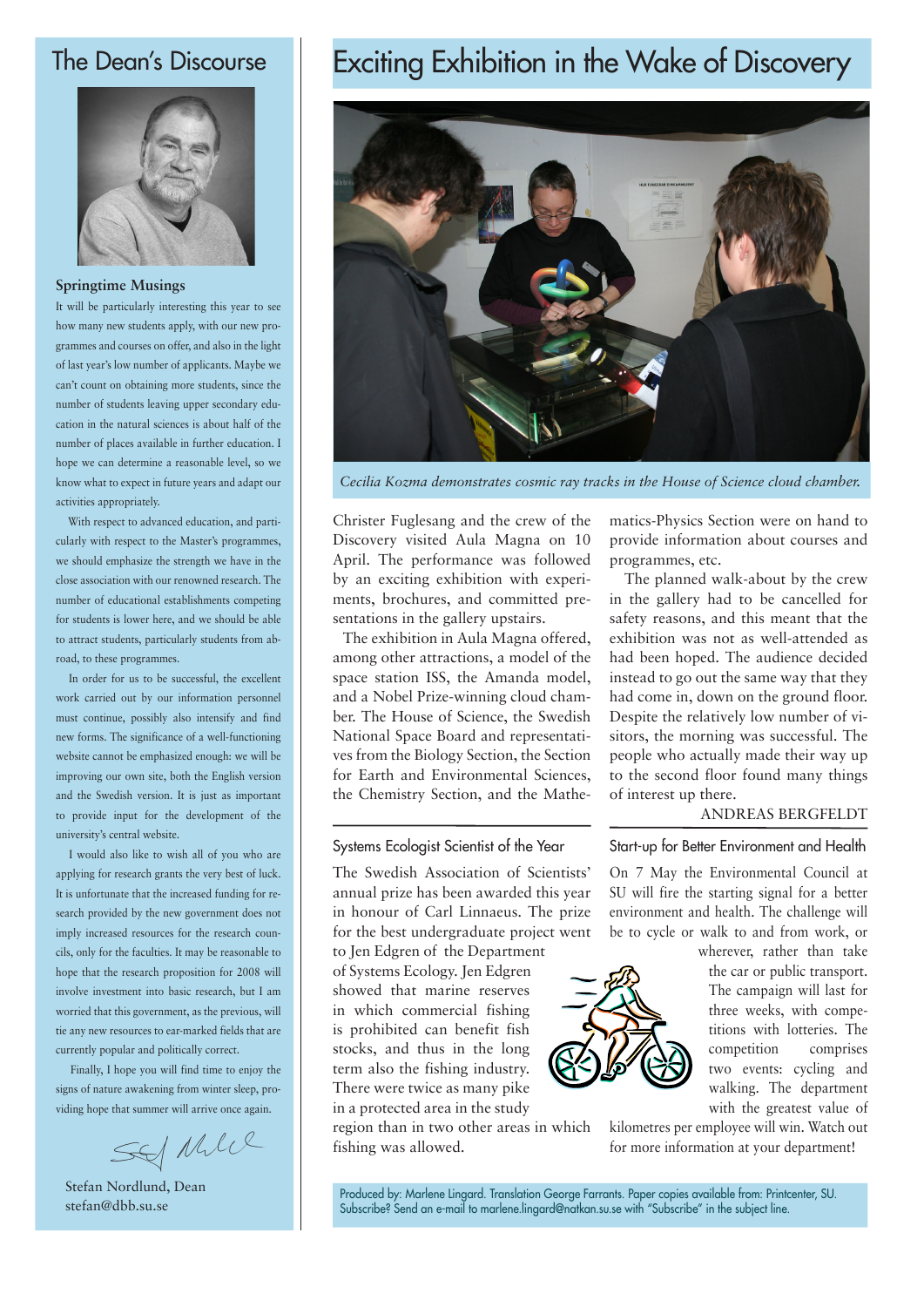## The Dean's Discourse

### Springtime Musings

It will be particularly interesting this year to see how many new students apply, with our new programmes and courses on offer, and also in the light of last year's low number of applicants. Maybe we can't count on obtaining more students, since the number of students leaving upper secondary education in the natural sciences is about half of the number of places available in further education. I hope we can determine a reasonable level, so we know what to expect in future years and adapt our activities appropriately.

With respect to advanced education, and particularly with respect to the Master's programmes, we should emphasize the strength we have in the close association with our renowned research. The number of educational establishments competing for students is lower here, and we should be able to attract students, particularly students from abroad, to these programmes.

In order for us to be successful, the excellent work carried out by our information personnel must continue, possibly also intensify and find new forms. The significance of a well-functioning website cannot be emphasized enough: we will be improving our own site, both the English version and the Swedish version. It is just as important to provide input for the development of the university's central website.

I would also like to wish all of you who are applying for research grants the very best of luck. It is unfortunate that the increased funding for research provided by the new government does not imply increased resources for the research councils, only for the faculties. It may be reasonable to hope that the research proposition for 2008 will involve investment into basic research, but I am worried that this government, as the previous, will tie any new resources to ear-marked fields that are currently popular and politically correct.

Finally, I hope you will find time to enjoy the signs of nature awakening from winter sleep, providing hope that summer will arrive once again.

Stefan Nordlund, Dean
stefan@dbb.su.se

## Exciting Exhibition in the Wake of Discovery

*Cecilia Kozma demonstrates cosmic ray tracks in the House of Science cloud chamber.*

Christer Fuglesang and the crew of the Discovery visited Aula Magna on 10 April. The performance was followed by an exciting exhibition with experiments, brochures, and committed presentations in the gallery upstairs.

The exhibition in Aula Magna offered, among other attractions, a model of the space station ISS, the Amanda model, and a Nobel Prize-winning cloud chamber. The House of Science, the Swedish National Space Board and representatives from the Biology Section, the Section for Earth and Environmental Sciences, the Chemistry Section, and the Mathematics-Physics Section were on hand to provide information about courses and programmes, etc.

The planned walk-about by the crew in the gallery had to be cancelled for safety reasons, and this meant that the exhibition was not as well-attended as had been hoped. The audience decided instead to go out the same way that they had come in, down on the ground floor. Despite the relatively low number of visitors, the morning was successful. The people who actually made their way up to the second floor found many things of interest up there.

ANDREAS BERGFELDT

### Systems Ecologist Scientist of the Year

The Swedish Association of Scientists' annual prize has been awarded this year in honour of Carl Linnaeus. The prize for the best undergraduate project went to Jen Edgren of the Department of Systems Ecology. Jen Edgren showed that marine reserves in which commercial fishing is prohibited can benefit fish stocks, and thus in the long term also the fishing industry. There were twice as many pike in a protected area in the study region than in two other areas in which fishing was allowed.

### Start-up for Better Environment and Health

On 7 May the Environmental Council at SU will fire the starting signal for a better environment and health. The challenge will be to cycle or walk to and from work, or wherever, rather than take the car or public transport. The campaign will last for three weeks, with competitions with lotteries. The competition comprises two events: cycling and walking. The department with the greatest value of kilometres per employee will win. Watch out for more information at your department!

Produced by: Marlene Lingard. Translation George Farrants. Paper copies available from: Printcenter, SU.
Subscribe? Send an e-mail to marlene.lingard@natkan.su.se with "Subscribe" in the subject line.